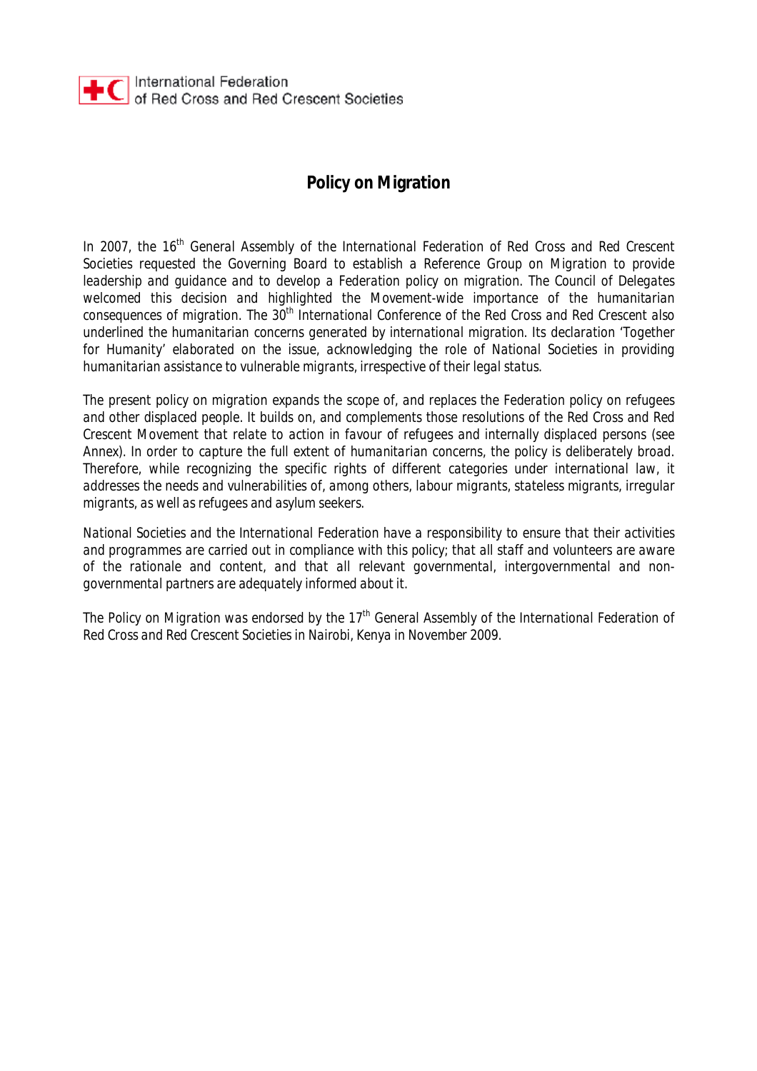International Federation of Red Cross and Red Crescent Societies

# Policy on Migration

In 2007, the 16th General Assembly of the International Federation of Red Cross and Red Crescent Societies requested the Governing Board to establish a Reference Group on Migration to provide leadership and guidance and to develop a Federation policy on migration. The Council of Delegates welcomed this decision and highlighted the Movement-wide importance of the humanitarian consequences of migration. The 30th International Conference of the Red Cross and Red Crescent also underlined the humanitarian concerns generated by international migration. Its declaration 'Together for Humanity' elaborated on the issue, acknowledging the role of National Societies in providing humanitarian assistance to vulnerable migrants, irrespective of their legal status.

The present policy on migration expands the scope of, and replaces the Federation policy on refugees and other displaced people. It builds on, and complements those resolutions of the Red Cross and Red Crescent Movement that relate to action in favour of refugees and internally displaced persons (see Annex). In order to capture the full extent of humanitarian concerns, the policy is deliberately broad. Therefore, while recognizing the specific rights of different categories under international law, it addresses the needs and vulnerabilities of, among others, labour migrants, stateless migrants, irregular migrants, as well as refugees and asylum seekers.

National Societies and the International Federation have a responsibility to ensure that their activities and programmes are carried out in compliance with this policy; that all staff and volunteers are aware of the rationale and content, and that all relevant governmental, intergovernmental and non-governmental partners are adequately informed about it.

The Policy on Migration was endorsed by the 17th General Assembly of the International Federation of Red Cross and Red Crescent Societies in Nairobi, Kenya in November 2009.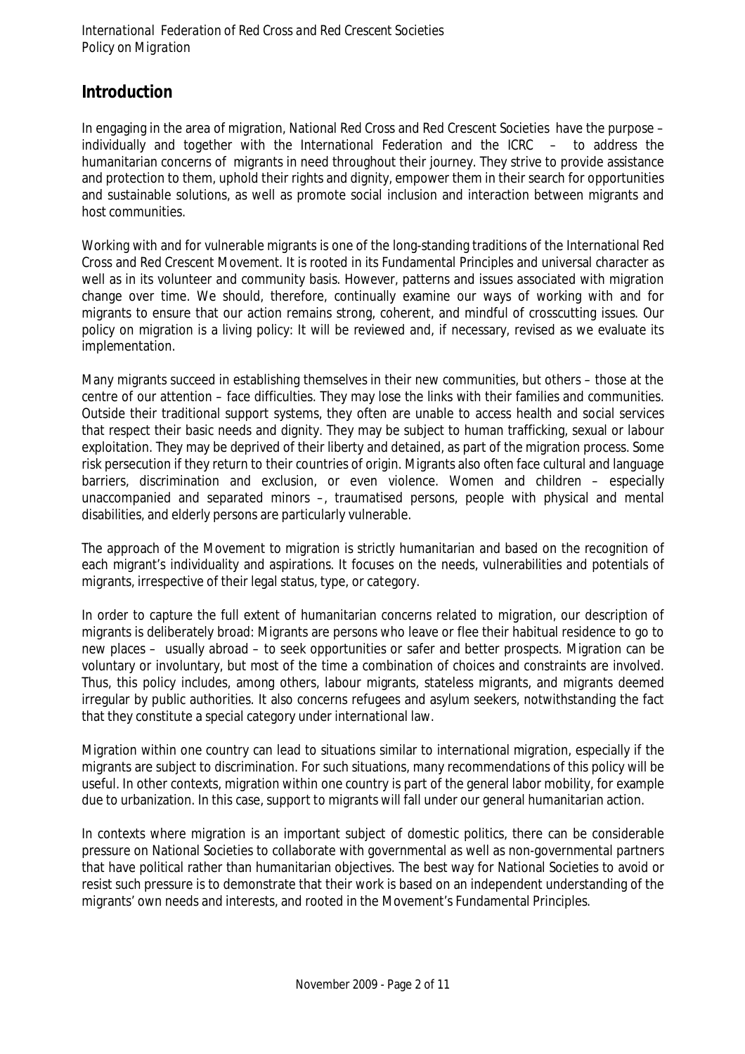## Introduction

In engaging in the area of migration, National Red Cross and Red Crescent Societies have the purpose – individually and together with the International Federation and the ICRC – to address the humanitarian concerns of migrants in need throughout their journey. They strive to provide assistance and protection to them, uphold their rights and dignity, empower them in their search for opportunities and sustainable solutions, as well as promote social inclusion and interaction between migrants and host communities.

Working with and for vulnerable migrants is one of the long-standing traditions of the International Red Cross and Red Crescent Movement. It is rooted in its Fundamental Principles and universal character as well as in its volunteer and community basis. However, patterns and issues associated with migration change over time. We should, therefore, continually examine our ways of working with and for migrants to ensure that our action remains strong, coherent, and mindful of crosscutting issues. Our policy on migration is a living policy: It will be reviewed and, if necessary, revised as we evaluate its implementation.

Many migrants succeed in establishing themselves in their new communities, but others – those at the centre of our attention – face difficulties. They may lose the links with their families and communities. Outside their traditional support systems, they often are unable to access health and social services that respect their basic needs and dignity. They may be subject to human trafficking, sexual or labour exploitation. They may be deprived of their liberty and detained, as part of the migration process. Some risk persecution if they return to their countries of origin. Migrants also often face cultural and language barriers, discrimination and exclusion, or even violence. Women and children – especially unaccompanied and separated minors –, traumatised persons, people with physical and mental disabilities, and elderly persons are particularly vulnerable.

The approach of the Movement to migration is strictly humanitarian and based on the recognition of each migrant's individuality and aspirations. It focuses on the needs, vulnerabilities and potentials of migrants, irrespective of their legal status, type, or category.

In order to capture the full extent of humanitarian concerns related to migration, our description of migrants is deliberately broad: Migrants are persons who leave or flee their habitual residence to go to new places – usually abroad – to seek opportunities or safer and better prospects. Migration can be voluntary or involuntary, but most of the time a combination of choices and constraints are involved. Thus, this policy includes, among others, labour migrants, stateless migrants, and migrants deemed irregular by public authorities. It also concerns refugees and asylum seekers, notwithstanding the fact that they constitute a special category under international law.

Migration within one country can lead to situations similar to international migration, especially if the migrants are subject to discrimination. For such situations, many recommendations of this policy will be useful. In other contexts, migration within one country is part of the general labor mobility, for example due to urbanization. In this case, support to migrants will fall under our general humanitarian action.

In contexts where migration is an important subject of domestic politics, there can be considerable pressure on National Societies to collaborate with governmental as well as non-governmental partners that have political rather than humanitarian objectives. The best way for National Societies to avoid or resist such pressure is to demonstrate that their work is based on an independent understanding of the migrants' own needs and interests, and rooted in the Movement's Fundamental Principles.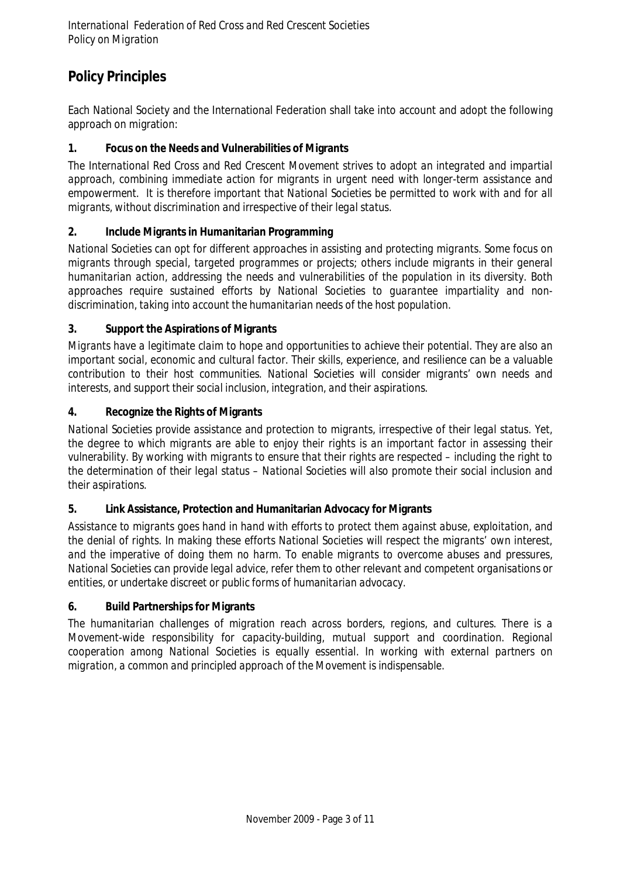## Policy Principles

Each National Society and the International Federation shall take into account and adopt the following approach on migration:

### 1. Focus on the Needs and Vulnerabilities of Migrants

The International Red Cross and Red Crescent Movement strives to adopt an integrated and impartial approach, combining immediate action for migrants in urgent need with longer-term assistance and empowerment. It is therefore important that National Societies be permitted to work with and for all migrants, without discrimination and irrespective of their legal status.

### 2. Include Migrants in Humanitarian Programming

National Societies can opt for different approaches in assisting and protecting migrants. Some focus on migrants through special, targeted programmes or projects; others include migrants in their general humanitarian action, addressing the needs and vulnerabilities of the population in its diversity. Both approaches require sustained efforts by National Societies to guarantee impartiality and non-discrimination, taking into account the humanitarian needs of the host population.

### 3. Support the Aspirations of Migrants

Migrants have a legitimate claim to hope and opportunities to achieve their potential. They are also an important social, economic and cultural factor. Their skills, experience, and resilience can be a valuable contribution to their host communities. National Societies will consider migrants' own needs and interests, and support their social inclusion, integration, and their aspirations.

### 4. Recognize the Rights of Migrants

National Societies provide assistance and protection to migrants, irrespective of their legal status. Yet, the degree to which migrants are able to enjoy their rights is an important factor in assessing their vulnerability. By working with migrants to ensure that their rights are respected – including the right to the determination of their legal status – National Societies will also promote their social inclusion and their aspirations.

### 5. Link Assistance, Protection and Humanitarian Advocacy for Migrants

Assistance to migrants goes hand in hand with efforts to protect them against abuse, exploitation, and the denial of rights. In making these efforts National Societies will respect the migrants' own interest, and the imperative of doing them no harm. To enable migrants to overcome abuses and pressures, National Societies can provide legal advice, refer them to other relevant and competent organisations or entities, or undertake discreet or public forms of humanitarian advocacy.

### 6. Build Partnerships for Migrants

The humanitarian challenges of migration reach across borders, regions, and cultures. There is a Movement-wide responsibility for capacity-building, mutual support and coordination. Regional cooperation among National Societies is equally essential. In working with external partners on migration, a common and principled approach of the Movement is indispensable.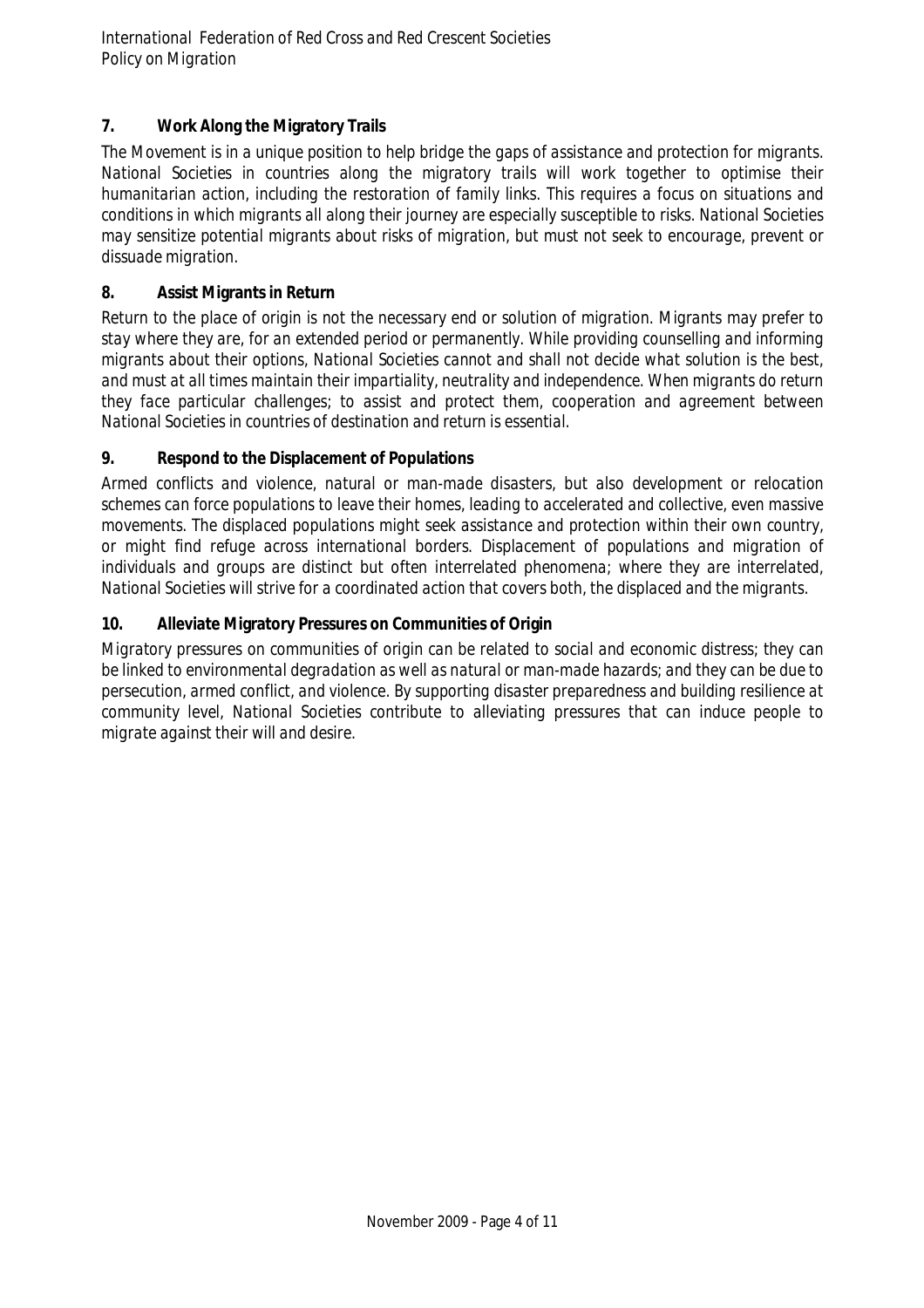### 7. Work Along the Migratory Trails

*The Movement is in a unique position to help bridge the gaps of assistance and protection for migrants. National Societies in countries along the migratory trails will work together to optimise their humanitarian action, including the restoration of family links. This requires a focus on situations and conditions in which migrants all along their journey are especially susceptible to risks. National Societies may sensitize potential migrants about risks of migration, but must not seek to encourage, prevent or dissuade migration.*

### 8. Assist Migrants in Return

*Return to the place of origin is not the necessary end or solution of migration. Migrants may prefer to stay where they are, for an extended period or permanently. While providing counselling and informing migrants about their options, National Societies cannot and shall not decide what solution is the best, and must at all times maintain their impartiality, neutrality and independence. When migrants do return they face particular challenges; to assist and protect them, cooperation and agreement between National Societies in countries of destination and return is essential.*

### 9. Respond to the Displacement of Populations

*Armed conflicts and violence, natural or man-made disasters, but also development or relocation schemes can force populations to leave their homes, leading to accelerated and collective, even massive movements. The displaced populations might seek assistance and protection within their own country, or might find refuge across international borders. Displacement of populations and migration of individuals and groups are distinct but often interrelated phenomena; where they are interrelated, National Societies will strive for a coordinated action that covers both, the displaced and the migrants.*

### 10. Alleviate Migratory Pressures on Communities of Origin

*Migratory pressures on communities of origin can be related to social and economic distress; they can be linked to environmental degradation as well as natural or man-made hazards; and they can be due to persecution, armed conflict, and violence. By supporting disaster preparedness and building resilience at community level, National Societies contribute to alleviating pressures that can induce people to migrate against their will and desire.*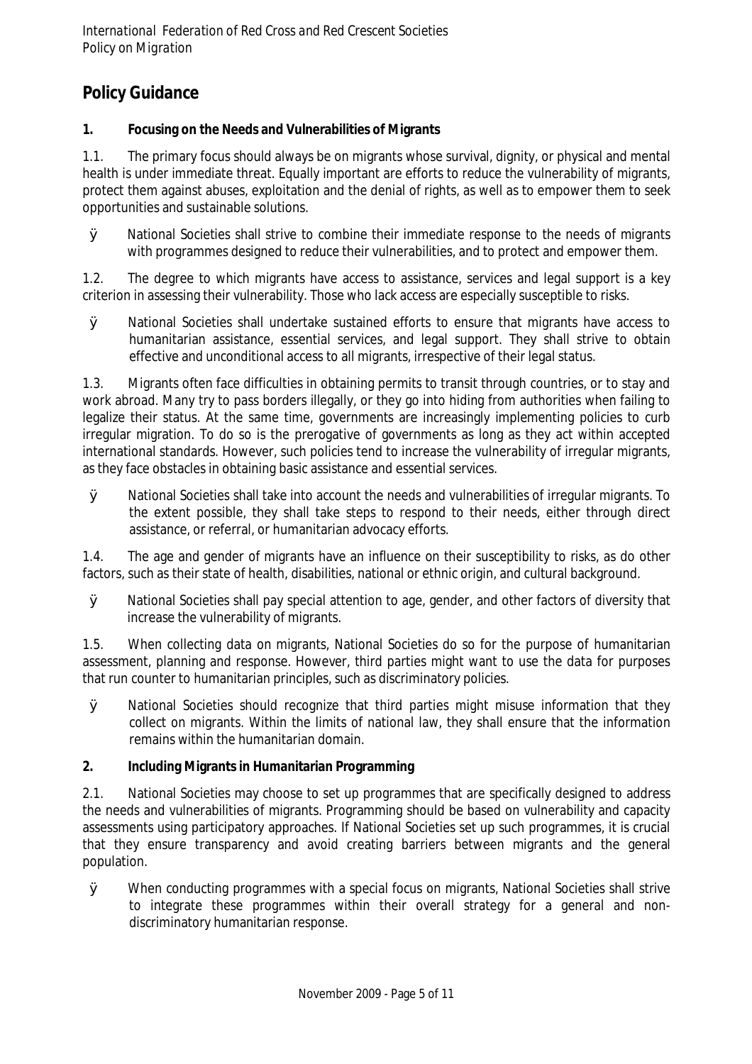## Policy Guidance

### 1. Focusing on the Needs and Vulnerabilities of Migrants

1.1. The primary focus should always be on migrants whose survival, dignity, or physical and mental health is under immediate threat. Equally important are efforts to reduce the vulnerability of migrants, protect them against abuses, exploitation and the denial of rights, as well as to empower them to seek opportunities and sustainable solutions.

- National Societies shall strive to combine their immediate response to the needs of migrants with programmes designed to reduce their vulnerabilities, and to protect and empower them.

1.2. The degree to which migrants have access to assistance, services and legal support is a key criterion in assessing their vulnerability. Those who lack access are especially susceptible to risks.

- National Societies shall undertake sustained efforts to ensure that migrants have access to humanitarian assistance, essential services, and legal support. They shall strive to obtain effective and unconditional access to all migrants, irrespective of their legal status.

1.3. Migrants often face difficulties in obtaining permits to transit through countries, or to stay and work abroad. Many try to pass borders illegally, or they go into hiding from authorities when failing to legalize their status. At the same time, governments are increasingly implementing policies to curb irregular migration. To do so is the prerogative of governments as long as they act within accepted international standards. However, such policies tend to increase the vulnerability of irregular migrants, as they face obstacles in obtaining basic assistance and essential services.

- National Societies shall take into account the needs and vulnerabilities of irregular migrants. To the extent possible, they shall take steps to respond to their needs, either through direct assistance, or referral, or humanitarian advocacy efforts.

1.4. The age and gender of migrants have an influence on their susceptibility to risks, as do other factors, such as their state of health, disabilities, national or ethnic origin, and cultural background.

- National Societies shall pay special attention to age, gender, and other factors of diversity that increase the vulnerability of migrants.

1.5. When collecting data on migrants, National Societies do so for the purpose of humanitarian assessment, planning and response. However, third parties might want to use the data for purposes that run counter to humanitarian principles, such as discriminatory policies.

- National Societies should recognize that third parties might misuse information that they collect on migrants. Within the limits of national law, they shall ensure that the information remains within the humanitarian domain.

### 2. Including Migrants in Humanitarian Programming

2.1. National Societies may choose to set up programmes that are specifically designed to address the needs and vulnerabilities of migrants. Programming should be based on vulnerability and capacity assessments using participatory approaches. If National Societies set up such programmes, it is crucial that they ensure transparency and avoid creating barriers between migrants and the general population.

- When conducting programmes with a special focus on migrants, National Societies shall strive to integrate these programmes within their overall strategy for a general and non-discriminatory humanitarian response.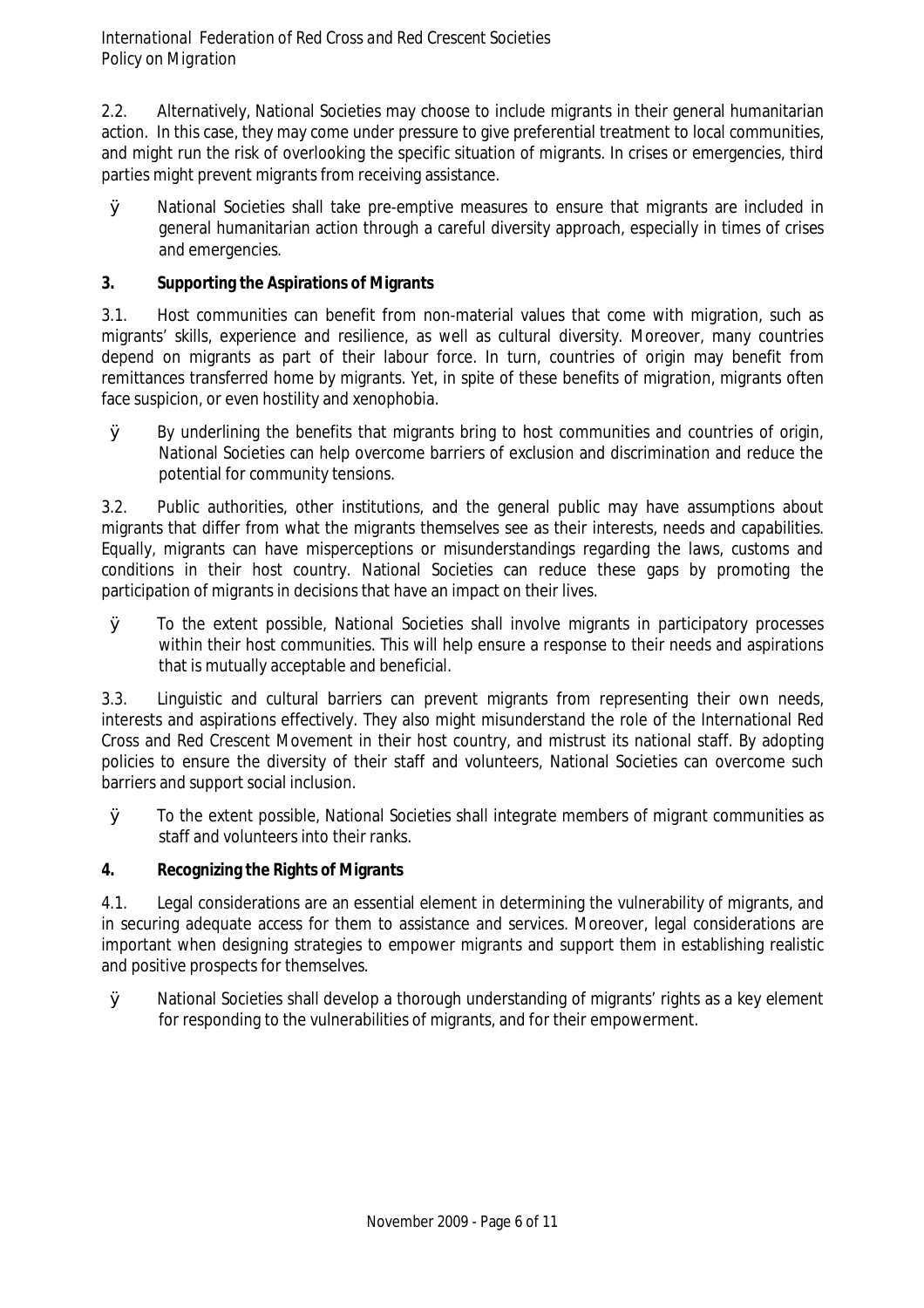2.2. Alternatively, National Societies may choose to include migrants in their general humanitarian action. In this case, they may come under pressure to give preferential treatment to local communities, and might run the risk of overlooking the specific situation of migrants. In crises or emergencies, third parties might prevent migrants from receiving assistance.

- National Societies shall take pre-emptive measures to ensure that migrants are included in general humanitarian action through a careful diversity approach, especially in times of crises and emergencies.

**3. Supporting the Aspirations of Migrants**

3.1. Host communities can benefit from non-material values that come with migration, such as migrants' skills, experience and resilience, as well as cultural diversity. Moreover, many countries depend on migrants as part of their labour force. In turn, countries of origin may benefit from remittances transferred home by migrants. Yet, in spite of these benefits of migration, migrants often face suspicion, or even hostility and xenophobia.

- By underlining the benefits that migrants bring to host communities and countries of origin, National Societies can help overcome barriers of exclusion and discrimination and reduce the potential for community tensions.

3.2. Public authorities, other institutions, and the general public may have assumptions about migrants that differ from what the migrants themselves see as their interests, needs and capabilities. Equally, migrants can have misperceptions or misunderstandings regarding the laws, customs and conditions in their host country. National Societies can reduce these gaps by promoting the participation of migrants in decisions that have an impact on their lives.

- To the extent possible, National Societies shall involve migrants in participatory processes within their host communities. This will help ensure a response to their needs and aspirations that is mutually acceptable and beneficial.

3.3. Linguistic and cultural barriers can prevent migrants from representing their own needs, interests and aspirations effectively. They also might misunderstand the role of the International Red Cross and Red Crescent Movement in their host country, and mistrust its national staff. By adopting policies to ensure the diversity of their staff and volunteers, National Societies can overcome such barriers and support social inclusion.

- To the extent possible, National Societies shall integrate members of migrant communities as staff and volunteers into their ranks.

**4. Recognizing the Rights of Migrants**

4.1. Legal considerations are an essential element in determining the vulnerability of migrants, and in securing adequate access for them to assistance and services. Moreover, legal considerations are important when designing strategies to empower migrants and support them in establishing realistic and positive prospects for themselves.

- National Societies shall develop a thorough understanding of migrants' rights as a key element for responding to the vulnerabilities of migrants, and for their empowerment.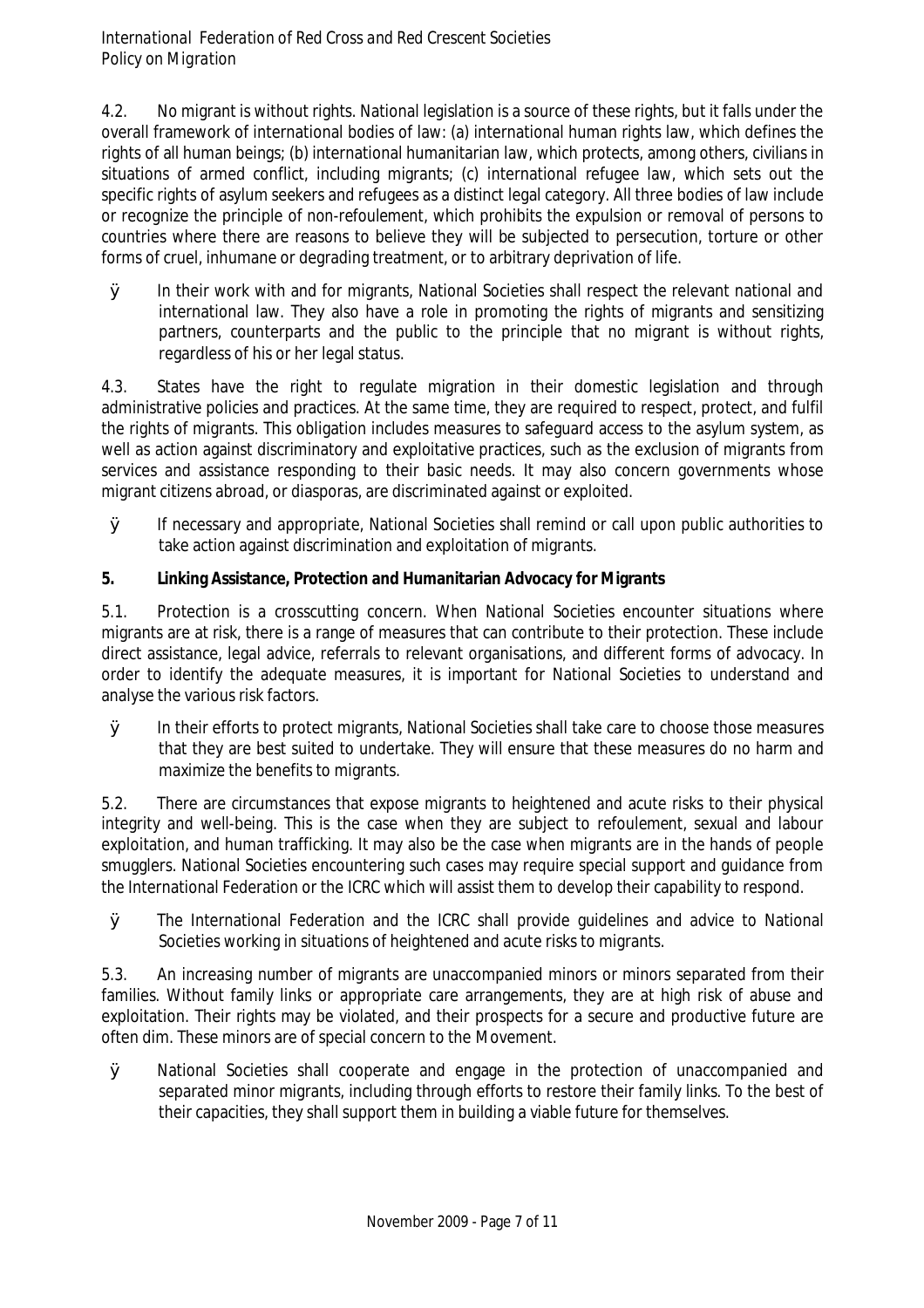4.2. No migrant is without rights. National legislation is a source of these rights, but it falls under the overall framework of international bodies of law: (a) international human rights law, which defines the rights of all human beings; (b) international humanitarian law, which protects, among others, civilians in situations of armed conflict, including migrants; (c) international refugee law, which sets out the specific rights of asylum seekers and refugees as a distinct legal category. All three bodies of law include or recognize the principle of non-refoulement, which prohibits the expulsion or removal of persons to countries where there are reasons to believe they will be subjected to persecution, torture or other forms of cruel, inhumane or degrading treatment, or to arbitrary deprivation of life.

- In their work with and for migrants, National Societies shall respect the relevant national and international law. They also have a role in promoting the rights of migrants and sensitizing partners, counterparts and the public to the principle that no migrant is without rights, regardless of his or her legal status.

4.3. States have the right to regulate migration in their domestic legislation and through administrative policies and practices. At the same time, they are required to respect, protect, and fulfil the rights of migrants. This obligation includes measures to safeguard access to the asylum system, as well as action against discriminatory and exploitative practices, such as the exclusion of migrants from services and assistance responding to their basic needs. It may also concern governments whose migrant citizens abroad, or diasporas, are discriminated against or exploited.

- If necessary and appropriate, National Societies shall remind or call upon public authorities to take action against discrimination and exploitation of migrants.

## 5. Linking Assistance, Protection and Humanitarian Advocacy for Migrants

5.1. Protection is a crosscutting concern. When National Societies encounter situations where migrants are at risk, there is a range of measures that can contribute to their protection. These include direct assistance, legal advice, referrals to relevant organisations, and different forms of advocacy. In order to identify the adequate measures, it is important for National Societies to understand and analyse the various risk factors.

- In their efforts to protect migrants, National Societies shall take care to choose those measures that they are best suited to undertake. They will ensure that these measures do no harm and maximize the benefits to migrants.

5.2. There are circumstances that expose migrants to heightened and acute risks to their physical integrity and well-being. This is the case when they are subject to refoulement, sexual and labour exploitation, and human trafficking. It may also be the case when migrants are in the hands of people smugglers. National Societies encountering such cases may require special support and guidance from the International Federation or the ICRC which will assist them to develop their capability to respond.

- The International Federation and the ICRC shall provide guidelines and advice to National Societies working in situations of heightened and acute risks to migrants.

5.3. An increasing number of migrants are unaccompanied minors or minors separated from their families. Without family links or appropriate care arrangements, they are at high risk of abuse and exploitation. Their rights may be violated, and their prospects for a secure and productive future are often dim. These minors are of special concern to the Movement.

- National Societies shall cooperate and engage in the protection of unaccompanied and separated minor migrants, including through efforts to restore their family links. To the best of their capacities, they shall support them in building a viable future for themselves.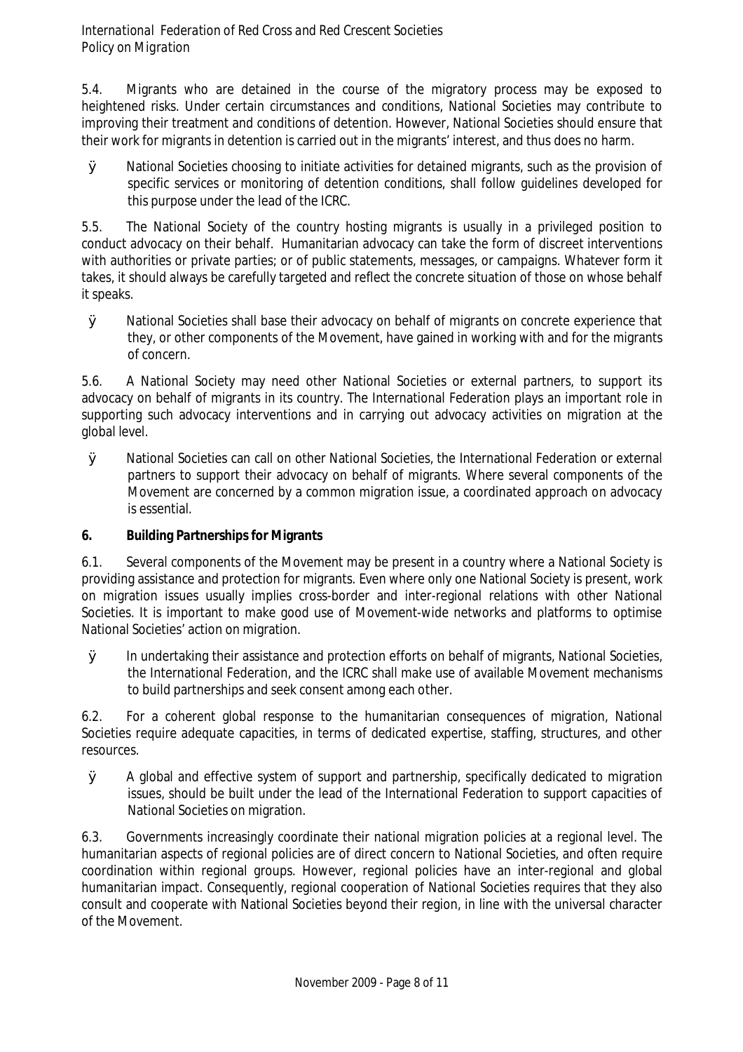5.4. Migrants who are detained in the course of the migratory process may be exposed to heightened risks. Under certain circumstances and conditions, National Societies may contribute to improving their treatment and conditions of detention. However, National Societies should ensure that their work for migrants in detention is carried out in the migrants' interest, and thus does no harm.

- National Societies choosing to initiate activities for detained migrants, such as the provision of specific services or monitoring of detention conditions, shall follow guidelines developed for this purpose under the lead of the ICRC.

5.5. The National Society of the country hosting migrants is usually in a privileged position to conduct advocacy on their behalf. Humanitarian advocacy can take the form of discreet interventions with authorities or private parties; or of public statements, messages, or campaigns. Whatever form it takes, it should always be carefully targeted and reflect the concrete situation of those on whose behalf it speaks.

- National Societies shall base their advocacy on behalf of migrants on concrete experience that they, or other components of the Movement, have gained in working with and for the migrants of concern.

5.6. A National Society may need other National Societies or external partners, to support its advocacy on behalf of migrants in its country. The International Federation plays an important role in supporting such advocacy interventions and in carrying out advocacy activities on migration at the global level.

- National Societies can call on other National Societies, the International Federation or external partners to support their advocacy on behalf of migrants. Where several components of the Movement are concerned by a common migration issue, a coordinated approach on advocacy is essential.

## 6. Building Partnerships for Migrants

6.1. Several components of the Movement may be present in a country where a National Society is providing assistance and protection for migrants. Even where only one National Society is present, work on migration issues usually implies cross-border and inter-regional relations with other National Societies. It is important to make good use of Movement-wide networks and platforms to optimise National Societies' action on migration.

- In undertaking their assistance and protection efforts on behalf of migrants, National Societies, the International Federation, and the ICRC shall make use of available Movement mechanisms to build partnerships and seek consent among each other.

6.2. For a coherent global response to the humanitarian consequences of migration, National Societies require adequate capacities, in terms of dedicated expertise, staffing, structures, and other resources.

- A global and effective system of support and partnership, specifically dedicated to migration issues, should be built under the lead of the International Federation to support capacities of National Societies on migration.

6.3. Governments increasingly coordinate their national migration policies at a regional level. The humanitarian aspects of regional policies are of direct concern to National Societies, and often require coordination within regional groups. However, regional policies have an inter-regional and global humanitarian impact. Consequently, regional cooperation of National Societies requires that they also consult and cooperate with National Societies beyond their region, in line with the universal character of the Movement.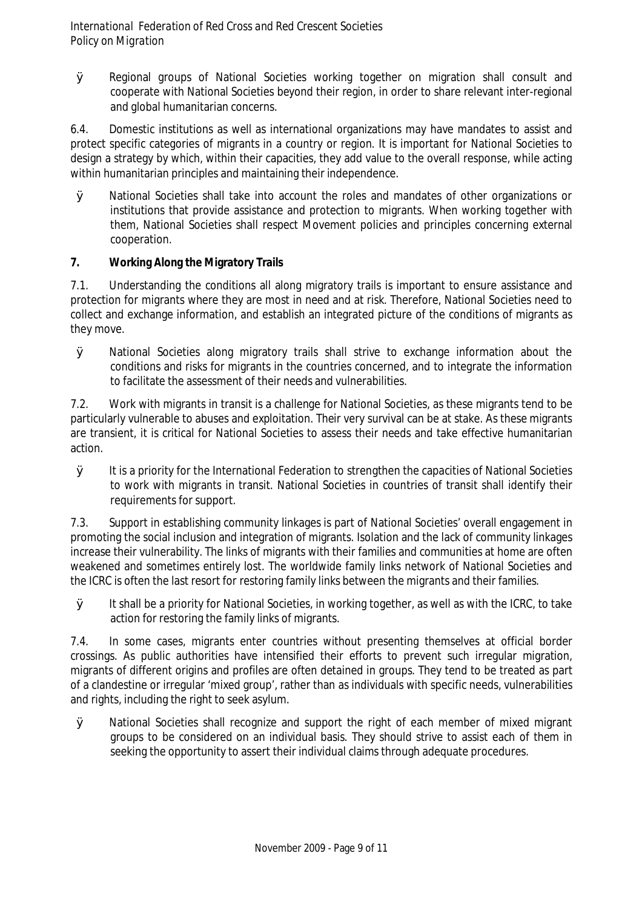- Regional groups of National Societies working together on migration shall consult and cooperate with National Societies beyond their region, in order to share relevant inter-regional and global humanitarian concerns.

6.4. Domestic institutions as well as international organizations may have mandates to assist and protect specific categories of migrants in a country or region. It is important for National Societies to design a strategy by which, within their capacities, they add value to the overall response, while acting within humanitarian principles and maintaining their independence.

- National Societies shall take into account the roles and mandates of other organizations or institutions that provide assistance and protection to migrants. When working together with them, National Societies shall respect Movement policies and principles concerning external cooperation.

**7. Working Along the Migratory Trails**

7.1. Understanding the conditions all along migratory trails is important to ensure assistance and protection for migrants where they are most in need and at risk. Therefore, National Societies need to collect and exchange information, and establish an integrated picture of the conditions of migrants as they move.

- National Societies along migratory trails shall strive to exchange information about the conditions and risks for migrants in the countries concerned, and to integrate the information to facilitate the assessment of their needs and vulnerabilities.

7.2. Work with migrants in transit is a challenge for National Societies, as these migrants tend to be particularly vulnerable to abuses and exploitation. Their very survival can be at stake. As these migrants are transient, it is critical for National Societies to assess their needs and take effective humanitarian action.

- It is a priority for the International Federation to strengthen the capacities of National Societies to work with migrants in transit. National Societies in countries of transit shall identify their requirements for support.

7.3. Support in establishing community linkages is part of National Societies' overall engagement in promoting the social inclusion and integration of migrants. Isolation and the lack of community linkages increase their vulnerability. The links of migrants with their families and communities at home are often weakened and sometimes entirely lost. The worldwide family links network of National Societies and the ICRC is often the last resort for restoring family links between the migrants and their families.

- It shall be a priority for National Societies, in working together, as well as with the ICRC, to take action for restoring the family links of migrants.

7.4. In some cases, migrants enter countries without presenting themselves at official border crossings. As public authorities have intensified their efforts to prevent such irregular migration, migrants of different origins and profiles are often detained in groups. They tend to be treated as part of a clandestine or irregular 'mixed group', rather than as individuals with specific needs, vulnerabilities and rights, including the right to seek asylum.

- National Societies shall recognize and support the right of each member of mixed migrant groups to be considered on an individual basis. They should strive to assist each of them in seeking the opportunity to assert their individual claims through adequate procedures.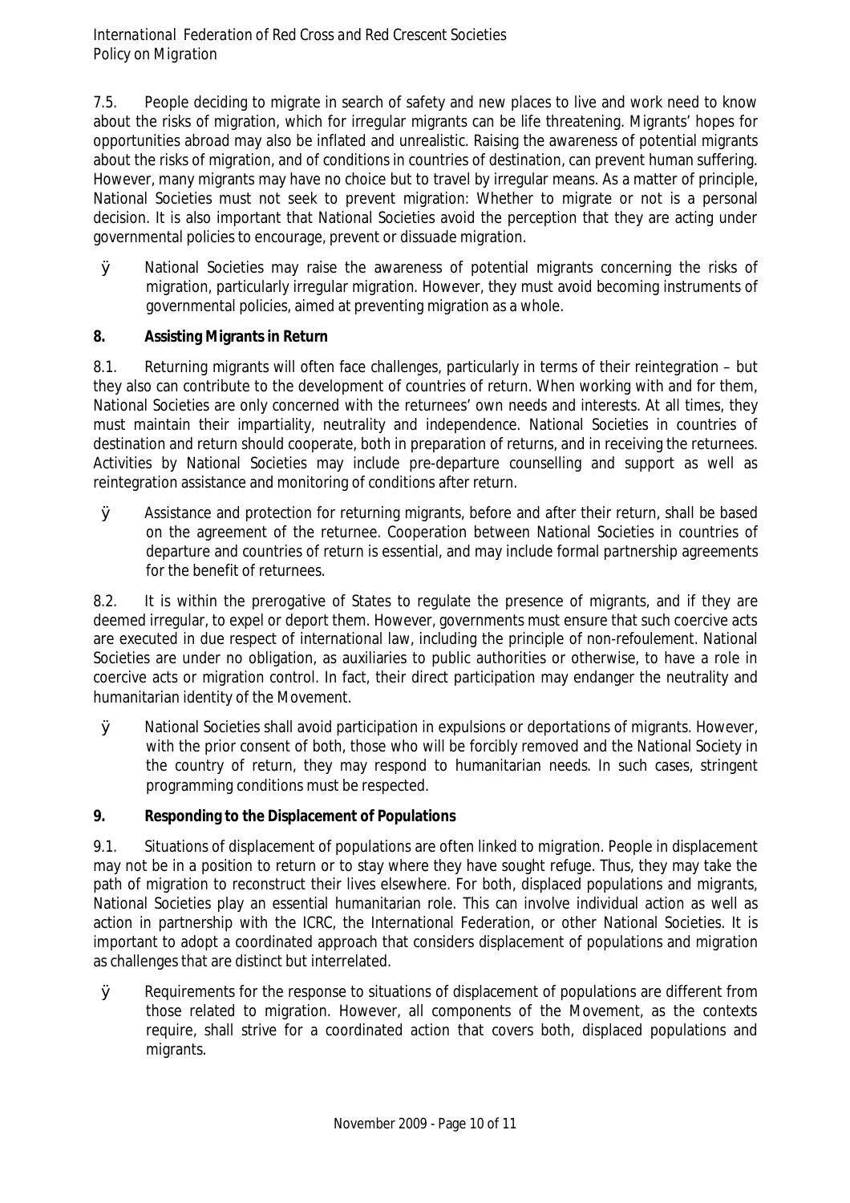7.5. People deciding to migrate in search of safety and new places to live and work need to know about the risks of migration, which for irregular migrants can be life threatening. Migrants' hopes for opportunities abroad may also be inflated and unrealistic. Raising the awareness of potential migrants about the risks of migration, and of conditions in countries of destination, can prevent human suffering. However, many migrants may have no choice but to travel by irregular means. As a matter of principle, National Societies must not seek to prevent migration: Whether to migrate or not is a personal decision. It is also important that National Societies avoid the perception that they are acting under governmental policies to encourage, prevent or dissuade migration.

- National Societies may raise the awareness of potential migrants concerning the risks of migration, particularly irregular migration. However, they must avoid becoming instruments of governmental policies, aimed at preventing migration as a whole.

**8. Assisting Migrants in Return**

8.1. Returning migrants will often face challenges, particularly in terms of their reintegration – but they also can contribute to the development of countries of return. When working with and for them, National Societies are only concerned with the returnees' own needs and interests. At all times, they must maintain their impartiality, neutrality and independence. National Societies in countries of destination and return should cooperate, both in preparation of returns, and in receiving the returnees. Activities by National Societies may include pre-departure counselling and support as well as reintegration assistance and monitoring of conditions after return.

- Assistance and protection for returning migrants, before and after their return, shall be based on the agreement of the returnee. Cooperation between National Societies in countries of departure and countries of return is essential, and may include formal partnership agreements for the benefit of returnees.

8.2. It is within the prerogative of States to regulate the presence of migrants, and if they are deemed irregular, to expel or deport them. However, governments must ensure that such coercive acts are executed in due respect of international law, including the principle of non-refoulement. National Societies are under no obligation, as auxiliaries to public authorities or otherwise, to have a role in coercive acts or migration control. In fact, their direct participation may endanger the neutrality and humanitarian identity of the Movement.

- National Societies shall avoid participation in expulsions or deportations of migrants. However, with the prior consent of both, those who will be forcibly removed and the National Society in the country of return, they may respond to humanitarian needs. In such cases, stringent programming conditions must be respected.

**9. Responding to the Displacement of Populations**

9.1. Situations of displacement of populations are often linked to migration. People in displacement may not be in a position to return or to stay where they have sought refuge. Thus, they may take the path of migration to reconstruct their lives elsewhere. For both, displaced populations and migrants, National Societies play an essential humanitarian role. This can involve individual action as well as action in partnership with the ICRC, the International Federation, or other National Societies. It is important to adopt a coordinated approach that considers displacement of populations and migration as challenges that are distinct but interrelated.

- Requirements for the response to situations of displacement of populations are different from those related to migration. However, all components of the Movement, as the contexts require, shall strive for a coordinated action that covers both, displaced populations and migrants.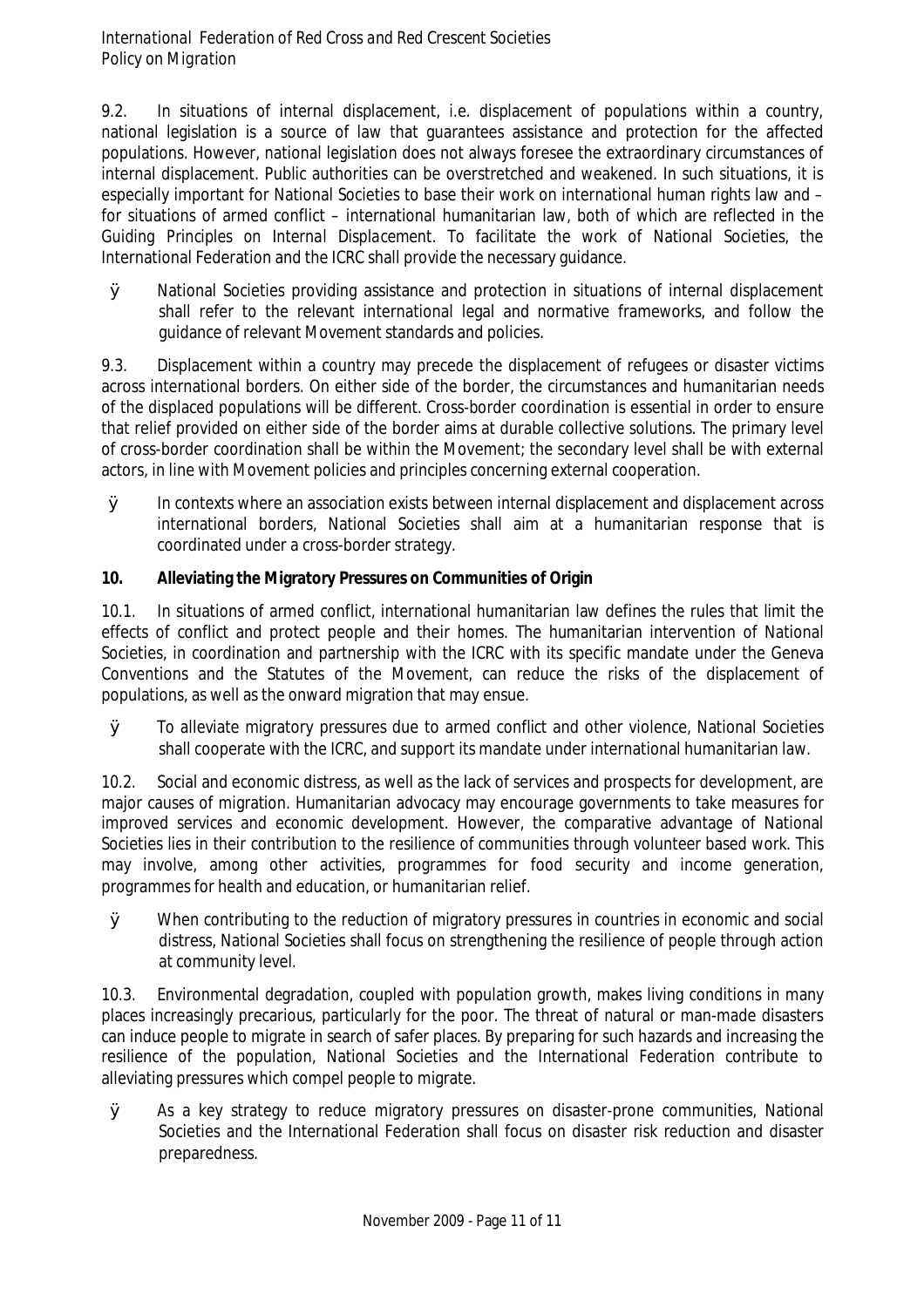9.2. In situations of internal displacement, i.e. displacement of populations within a country, national legislation is a source of law that guarantees assistance and protection for the affected populations. However, national legislation does not always foresee the extraordinary circumstances of internal displacement. Public authorities can be overstretched and weakened. In such situations, it is especially important for National Societies to base their work on international human rights law and – for situations of armed conflict – international humanitarian law, both of which are reflected in the Guiding Principles on Internal Displacement. To facilitate the work of National Societies, the International Federation and the ICRC shall provide the necessary guidance.

- National Societies providing assistance and protection in situations of internal displacement shall refer to the relevant international legal and normative frameworks, and follow the guidance of relevant Movement standards and policies.

9.3. Displacement within a country may precede the displacement of refugees or disaster victims across international borders. On either side of the border, the circumstances and humanitarian needs of the displaced populations will be different. Cross-border coordination is essential in order to ensure that relief provided on either side of the border aims at durable collective solutions. The primary level of cross-border coordination shall be within the Movement; the secondary level shall be with external actors, in line with Movement policies and principles concerning external cooperation.

- In contexts where an association exists between internal displacement and displacement across international borders, National Societies shall aim at a humanitarian response that is coordinated under a cross-border strategy.

## 10. Alleviating the Migratory Pressures on Communities of Origin

10.1. In situations of armed conflict, international humanitarian law defines the rules that limit the effects of conflict and protect people and their homes. The humanitarian intervention of National Societies, in coordination and partnership with the ICRC with its specific mandate under the Geneva Conventions and the Statutes of the Movement, can reduce the risks of the displacement of populations, as well as the onward migration that may ensue.

- To alleviate migratory pressures due to armed conflict and other violence, National Societies shall cooperate with the ICRC, and support its mandate under international humanitarian law.

10.2. Social and economic distress, as well as the lack of services and prospects for development, are major causes of migration. Humanitarian advocacy may encourage governments to take measures for improved services and economic development. However, the comparative advantage of National Societies lies in their contribution to the resilience of communities through volunteer based work. This may involve, among other activities, programmes for food security and income generation, programmes for health and education, or humanitarian relief.

- When contributing to the reduction of migratory pressures in countries in economic and social distress, National Societies shall focus on strengthening the resilience of people through action at community level.

10.3. Environmental degradation, coupled with population growth, makes living conditions in many places increasingly precarious, particularly for the poor. The threat of natural or man-made disasters can induce people to migrate in search of safer places. By preparing for such hazards and increasing the resilience of the population, National Societies and the International Federation contribute to alleviating pressures which compel people to migrate.

- As a key strategy to reduce migratory pressures on disaster-prone communities, National Societies and the International Federation shall focus on disaster risk reduction and disaster preparedness.